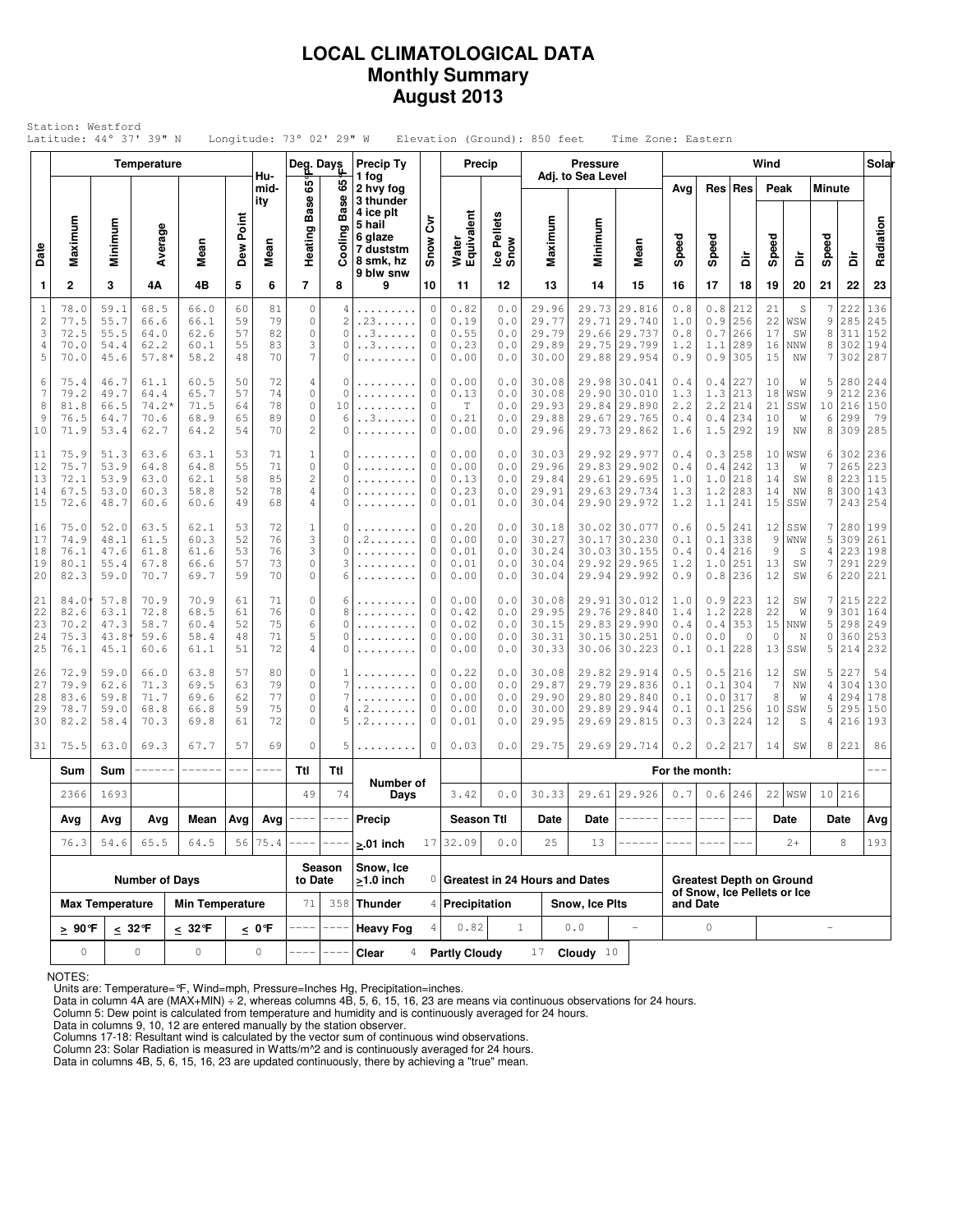# LOCAL CLIMATOLOGICAL DATA
## Monthly Summary
## August 2013

Station: Westford
Latitude: 44° 37' 39" N  Longitude: 73° 02' 29" W  Elevation (Ground): 850 feet  Time Zone: Eastern

| Date | Temperature Maximum | Temperature Minimum | Temperature Average | Temperature Mean | Dew Point | Humidity Mean | Deg. Days Heating Base 65°F | Deg. Days Cooling Base 65°F | Precip Ty (1 fog, 2 hvy fog, 3 thunder, 4 ice plt, 5 hail, 6 glaze, 7 duststm, 8 smk, hz, 9 blw snw) | Snow Cvr | Precip Water Equivalent | Precip Ice Pellets Snow | Pressure Adj. to Sea Level Maximum | Pressure Minimum | Pressure Mean | Wind Avg Speed | Wind Res Speed | Wind Res Dir | Wind Peak Speed | Wind Peak Dir | Wind Minute Speed | Wind Minute Dir | Solar Radiation |
|---|---|---|---|---|---|---|---|---|---|---|---|---|---|---|---|---|---|---|---|---|---|---|---|
| 1 | 2 | 3 | 4A | 4B | 5 | 6 | 7 | 8 | 9 | 10 | 11 | 12 | 13 | 14 | 15 | 16 | 17 | 18 | 19 | 20 | 21 | 22 | 23 |
| 1 | 78.0 | 59.1 | 68.5 | 66.0 | 60 | 81 | 0 | 4 | ......... | 0 | 0.82 | 0.0 | 29.96 | 29.73 | 29.816 | 0.8 | 0.8 | 212 | 21 | S | 7 | 222 | 136 |
| 2 | 77.5 | 55.7 | 66.6 | 66.1 | 59 | 79 | 0 | 2 | .23...... | 0 | 0.19 | 0.0 | 29.77 | 29.71 | 29.740 | 1.0 | 0.9 | 256 | 22 | WSW | 9 | 285 | 245 |
| 3 | 72.5 | 55.5 | 64.0 | 62.6 | 57 | 82 | 0 | 0 | ..3...... | 0 | 0.55 | 0.0 | 29.79 | 29.66 | 29.737 | 0.8 | 0.7 | 266 | 17 | SW | 8 | 311 | 152 |
| 4 | 70.0 | 54.4 | 62.2 | 60.1 | 55 | 83 | 3 | 0 | ..3...... | 0 | 0.23 | 0.0 | 29.89 | 29.75 | 29.799 | 1.2 | 1.1 | 289 | 16 | NNW | 8 | 302 | 194 |
| 5 | 70.0 | 45.6 | 57.8* | 58.2 | 48 | 70 | 7 | 0 | ......... | 0 | 0.00 | 0.0 | 30.00 | 29.88 | 29.954 | 0.9 | 0.9 | 305 | 15 | NW | 7 | 302 | 287 |
| 6 | 75.4 | 46.7 | 61.1 | 60.5 | 50 | 72 | 4 | 0 | ......... | 0 | 0.00 | 0.0 | 30.08 | 29.98 | 30.041 | 0.4 | 0.4 | 227 | 10 | W | 5 | 280 | 244 |
| 7 | 79.2 | 49.7 | 64.4 | 65.7 | 57 | 74 | 0 | 0 | ......... | 0 | 0.13 | 0.0 | 30.08 | 29.90 | 30.010 | 1.3 | 1.3 | 213 | 18 | WSW | 9 | 212 | 236 |
| 8 | 81.8 | 66.5 | 74.2* | 71.5 | 64 | 78 | 0 | 10 | ......... | 0 | T | 0.0 | 29.93 | 29.84 | 29.890 | 2.2 | 2.2 | 214 | 21 | SSW | 10 | 216 | 150 |
| 9 | 76.5 | 64.7 | 70.6 | 68.9 | 65 | 89 | 0 | 6 | ..3...... | 0 | 0.21 | 0.0 | 29.88 | 29.67 | 29.765 | 0.4 | 0.4 | 234 | 10 | W | 6 | 299 | 79 |
| 10 | 71.9 | 53.4 | 62.7 | 64.2 | 54 | 70 | 2 | 0 | ......... | 0 | 0.00 | 0.0 | 29.96 | 29.73 | 29.862 | 1.6 | 1.5 | 292 | 19 | NW | 8 | 309 | 285 |
| 11 | 75.9 | 51.3 | 63.6 | 63.1 | 53 | 71 | 1 | 0 | ......... | 0 | 0.00 | 0.0 | 30.03 | 29.92 | 29.977 | 0.4 | 0.3 | 258 | 10 | WSW | 6 | 302 | 236 |
| 12 | 75.7 | 53.9 | 64.8 | 64.8 | 55 | 71 | 0 | 0 | ......... | 0 | 0.00 | 0.0 | 29.96 | 29.83 | 29.902 | 0.4 | 0.4 | 242 | 13 | W | 7 | 265 | 223 |
| 13 | 72.1 | 53.9 | 63.0 | 62.1 | 58 | 85 | 2 | 0 | ......... | 0 | 0.13 | 0.0 | 29.84 | 29.61 | 29.695 | 1.0 | 1.0 | 218 | 14 | SW | 8 | 223 | 115 |
| 14 | 67.5 | 53.0 | 60.3 | 58.8 | 52 | 78 | 4 | 0 | ......... | 0 | 0.23 | 0.0 | 29.91 | 29.63 | 29.734 | 1.3 | 1.2 | 283 | 14 | NW | 8 | 300 | 143 |
| 15 | 72.6 | 48.7 | 60.6 | 60.6 | 49 | 68 | 4 | 0 | ......... | 0 | 0.01 | 0.0 | 30.04 | 29.90 | 29.972 | 1.2 | 1.1 | 241 | 15 | SSW | 7 | 243 | 254 |
| 16 | 75.0 | 52.0 | 63.5 | 62.1 | 53 | 72 | 1 | 0 | ......... | 0 | 0.20 | 0.0 | 30.18 | 30.02 | 30.077 | 0.6 | 0.5 | 241 | 12 | SSW | 7 | 280 | 199 |
| 17 | 74.9 | 48.1 | 61.5 | 60.3 | 52 | 76 | 3 | 0 | .2....... | 0 | 0.00 | 0.0 | 30.27 | 30.17 | 30.230 | 0.1 | 0.1 | 338 | 9 | WNW | 5 | 309 | 261 |
| 18 | 76.1 | 47.6 | 61.8 | 61.6 | 53 | 76 | 3 | 0 | ......... | 0 | 0.01 | 0.0 | 30.24 | 30.03 | 30.155 | 0.4 | 0.4 | 216 | 9 | S | 4 | 223 | 198 |
| 19 | 80.1 | 55.4 | 67.8 | 66.6 | 57 | 73 | 0 | 3 | ......... | 0 | 0.01 | 0.0 | 30.04 | 29.92 | 29.965 | 1.2 | 1.0 | 251 | 13 | SW | 7 | 291 | 229 |
| 20 | 82.3 | 59.0 | 70.7 | 69.7 | 59 | 70 | 0 | 6 | ......... | 0 | 0.00 | 0.0 | 30.04 | 29.94 | 29.992 | 0.9 | 0.8 | 236 | 12 | SW | 6 | 220 | 221 |
| 21 | 84.0* | 57.8 | 70.9 | 70.9 | 61 | 71 | 0 | 6 | ......... | 0 | 0.00 | 0.0 | 30.08 | 29.91 | 30.012 | 1.0 | 0.9 | 223 | 12 | SW | 7 | 215 | 222 |
| 22 | 82.6 | 63.1 | 72.8 | 68.5 | 61 | 76 | 0 | 8 | ......... | 0 | 0.42 | 0.0 | 29.95 | 29.76 | 29.840 | 1.4 | 1.2 | 228 | 22 | W | 9 | 301 | 164 |
| 23 | 70.2 | 47.3 | 58.7 | 60.4 | 52 | 75 | 6 | 0 | ......... | 0 | 0.02 | 0.0 | 30.15 | 29.83 | 29.990 | 0.4 | 0.4 | 353 | 15 | NNW | 5 | 298 | 249 |
| 24 | 75.3 | 43.8* | 59.6 | 58.4 | 48 | 71 | 5 | 0 | ......... | 0 | 0.00 | 0.0 | 30.31 | 30.15 | 30.251 | 0.0 | 0.0 | 0 | 0 | N | 0 | 360 | 253 |
| 25 | 76.1 | 45.1 | 60.6 | 61.1 | 51 | 72 | 4 | 0 | ......... | 0 | 0.00 | 0.0 | 30.33 | 30.06 | 30.223 | 0.1 | 0.1 | 228 | 13 | SSW | 5 | 214 | 232 |
| 26 | 72.9 | 59.0 | 66.0 | 63.8 | 57 | 80 | 0 | 1 | ......... | 0 | 0.22 | 0.0 | 30.08 | 29.82 | 29.914 | 0.5 | 0.5 | 216 | 12 | SW | 5 | 227 | 54 |
| 27 | 79.9 | 62.6 | 71.3 | 69.5 | 63 | 79 | 0 | 7 | ......... | 0 | 0.00 | 0.0 | 29.87 | 29.79 | 29.836 | 0.1 | 0.1 | 304 | 7 | NW | 4 | 304 | 130 |
| 28 | 83.6 | 59.8 | 71.7 | 69.6 | 62 | 77 | 0 | 7 | ......... | 0 | 0.00 | 0.0 | 29.90 | 29.80 | 29.840 | 0.1 | 0.0 | 317 | 8 | W | 4 | 294 | 178 |
| 29 | 78.7 | 59.0 | 68.8 | 66.8 | 59 | 75 | 0 | 4 | .2....... | 0 | 0.00 | 0.0 | 30.00 | 29.89 | 29.944 | 0.1 | 0.1 | 256 | 10 | SSW | 5 | 295 | 150 |
| 30 | 82.2 | 58.4 | 70.3 | 69.8 | 61 | 72 | 0 | 5 | .2....... | 0 | 0.01 | 0.0 | 29.95 | 29.69 | 29.815 | 0.3 | 0.3 | 224 | 12 | S | 4 | 216 | 193 |
| 31 | 75.5 | 63.0 | 69.3 | 67.7 | 57 | 69 | 0 | 5 | ......... | 0 | 0.03 | 0.0 | 29.75 | 29.69 | 29.714 | 0.2 | 0.2 | 217 | 14 | SW | 8 | 221 | 86 |
| **Sum** | **Sum** | **Sum** | ------ | ------ | --- | ---- | **Ttl** | **Ttl** | **Number of Days** | | | | | | **For the month:** | | | | | | | | --- |
| | 2366 | 1693 | | | | | 49 | 74 | | | 3.42 | 0.0 | 30.33 | 29.61 | 29.926 | 0.7 | 0.6 | 246 | 22 | WSW | 10 | 216 | |
| **Avg** | **Avg** | **Avg** | **Avg** | **Mean** | **Avg** | **Avg** | ---- | ---- | **Precip** | | **Season Ttl** | | **Date** | **Date** | ------ | ---- | ---- | --- | **Date** | | **Date** | | **Avg** |
| | 76.3 | 54.6 | 65.5 | 64.5 | 56 | 75.4 | ---- | ---- | ≥.01 inch | 17 | 32.09 | 0.0 | 25 | 13 | ------ | ---- | ---- | --- | 2+ | | 8 | | 193 |

| Number of Days | | | | Season to Date | | Snow, Ice ≥1.0 inch | 0 | Greatest in 24 Hours and Dates | | | | Greatest Depth on Ground of Snow, Ice Pellets or Ice and Date | |
|---|---|---|---|---|---|---|---|---|---|---|---|---|---|
| **Max Temperature** | | **Min Temperature** | | 71 | 358 | **Thunder** | 4 | **Precipitation** | | **Snow, Ice Plts** | | | |
| **≥ 90°F** | **≤ 32°F** | **≤ 32°F** | **≤ 0°F** | ---- | ---- | **Heavy Fog** | 4 | 0.82 | 1 | 0.0 | - | 0 | - |
| 0 | 0 | 0 | 0 | ---- | ---- | **Clear** 4 | | **Partly Cloudy** 17 | | **Cloudy** 10 | | | |

NOTES:
Units are: Temperature=°F, Wind=mph, Pressure=Inches Hg, Precipitation=inches.
Data in column 4A are (MAX+MIN) ÷ 2, whereas columns 4B, 5, 6, 15, 16, 23 are means via continuous observations for 24 hours.
Column 5: Dew point is calculated from temperature and humidity and is continuously averaged for 24 hours.
Data in columns 9, 10, 12 are entered manually by the station observer.
Columns 17-18: Resultant wind is calculated by the vector sum of continuous wind observations.
Column 23: Solar Radiation is measured in Watts/m^2 and is continuously averaged for 24 hours.
Data in columns 4B, 5, 6, 15, 16, 23 are updated continuously, there by achieving a "true" mean.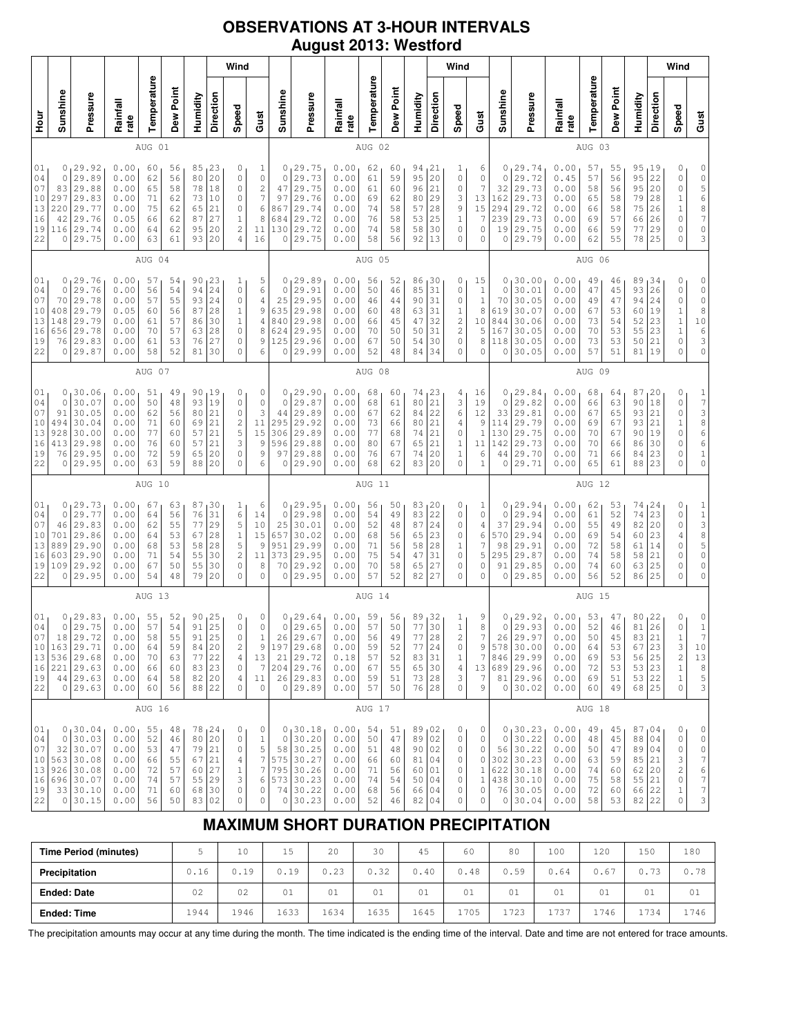# OBSERVATIONS AT 3-HOUR INTERVALS
## August 2013: Westford

| Hour | Sunshine | Pressure | Rainfall rate | Temperature | Dew Point | Humidity | Wind Direction | Wind Speed | Wind Gust | Sunshine | Pressure | Rainfall rate | Temperature | Dew Point | Humidity | Wind Direction | Wind Speed | Wind Gust | Sunshine | Pressure | Rainfall rate | Temperature | Dew Point | Humidity | Wind Direction | Wind Speed | Wind Gust |
|---|---|---|---|---|---|---|---|---|---|---|---|---|---|---|---|---|---|---|---|---|---|---|---|---|---|---|---|
| | AUG 01 | | | | | | | | | AUG 02 | | | | | | | | | AUG 03 | | | | | | | | |
| 01 | 0 | 29.92 | 0.00 | 60 | 56 | 85 | 23 | 0 | 1 | 0 | 29.75 | 0.00 | 62 | 60 | 94 | 21 | 1 | 6 | 0 | 29.74 | 0.00 | 57 | 55 | 95 | 19 | 0 | 0 |
| 04 | 0 | 29.89 | 0.00 | 62 | 56 | 80 | 20 | 0 | 0 | 0 | 29.73 | 0.00 | 61 | 59 | 95 | 20 | 0 | 0 | 0 | 29.72 | 0.45 | 57 | 56 | 95 | 22 | 0 | 0 |
| 07 | 83 | 29.88 | 0.00 | 65 | 58 | 78 | 18 | 0 | 2 | 47 | 29.75 | 0.00 | 61 | 60 | 96 | 21 | 0 | 7 | 32 | 29.73 | 0.00 | 58 | 56 | 95 | 20 | 0 | 5 |
| 10 | 297 | 29.83 | 0.00 | 71 | 62 | 73 | 10 | 0 | 7 | 97 | 29.76 | 0.00 | 69 | 62 | 80 | 29 | 3 | 13 | 162 | 29.73 | 0.00 | 65 | 58 | 79 | 28 | 1 | 6 |
| 13 | 220 | 29.77 | 0.00 | 75 | 62 | 65 | 21 | 0 | 6 | 867 | 29.74 | 0.00 | 74 | 58 | 57 | 28 | 9 | 15 | 294 | 29.72 | 0.00 | 66 | 58 | 75 | 26 | 1 | 8 |
| 16 | 42 | 29.76 | 0.05 | 66 | 62 | 87 | 27 | 1 | 8 | 684 | 29.72 | 0.00 | 76 | 58 | 53 | 25 | 1 | 7 | 239 | 29.73 | 0.00 | 69 | 57 | 66 | 26 | 0 | 7 |
| 19 | 116 | 29.74 | 0.00 | 64 | 62 | 95 | 20 | 2 | 11 | 130 | 29.72 | 0.00 | 74 | 58 | 58 | 30 | 0 | 0 | 19 | 29.75 | 0.00 | 66 | 59 | 77 | 29 | 0 | 0 |
| 22 | 0 | 29.75 | 0.00 | 63 | 61 | 93 | 20 | 4 | 16 | 0 | 29.75 | 0.00 | 58 | 56 | 92 | 13 | 0 | 0 | 0 | 29.79 | 0.00 | 62 | 55 | 78 | 25 | 0 | 3 |
| | AUG 04 | | | | | | | | | AUG 05 | | | | | | | | | AUG 06 | | | | | | | | |
| 01 | 0 | 29.76 | 0.00 | 57 | 54 | 90 | 23 | 1 | 5 | 0 | 29.89 | 0.00 | 56 | 52 | 86 | 30 | 0 | 15 | 0 | 30.00 | 0.00 | 49 | 46 | 89 | 34 | 0 | 0 |
| 04 | 0 | 29.76 | 0.00 | 56 | 54 | 94 | 24 | 0 | 6 | 0 | 29.91 | 0.00 | 50 | 46 | 85 | 31 | 0 | 1 | 0 | 30.01 | 0.00 | 47 | 45 | 93 | 26 | 0 | 0 |
| 07 | 70 | 29.78 | 0.00 | 57 | 55 | 93 | 24 | 0 | 4 | 25 | 29.95 | 0.00 | 46 | 44 | 90 | 31 | 0 | 1 | 70 | 30.05 | 0.00 | 49 | 47 | 94 | 24 | 0 | 0 |
| 10 | 408 | 29.79 | 0.05 | 60 | 56 | 87 | 28 | 1 | 9 | 635 | 29.98 | 0.00 | 60 | 48 | 63 | 31 | 1 | 8 | 619 | 30.07 | 0.00 | 67 | 53 | 60 | 19 | 1 | 8 |
| 13 | 148 | 29.79 | 0.00 | 61 | 57 | 86 | 30 | 1 | 4 | 840 | 29.98 | 0.00 | 66 | 45 | 47 | 32 | 2 | 10 | 844 | 30.06 | 0.00 | 73 | 54 | 52 | 23 | 1 | 10 |
| 16 | 656 | 29.78 | 0.00 | 70 | 57 | 63 | 28 | 0 | 8 | 624 | 29.95 | 0.00 | 70 | 50 | 50 | 31 | 2 | 5 | 167 | 30.05 | 0.00 | 70 | 53 | 55 | 23 | 1 | 6 |
| 19 | 76 | 29.83 | 0.00 | 61 | 53 | 76 | 27 | 0 | 9 | 125 | 29.96 | 0.00 | 67 | 50 | 54 | 30 | 0 | 8 | 118 | 30.05 | 0.00 | 73 | 53 | 50 | 21 | 0 | 3 |
| 22 | 0 | 29.87 | 0.00 | 58 | 52 | 81 | 30 | 0 | 6 | 0 | 29.99 | 0.00 | 52 | 48 | 84 | 34 | 0 | 0 | 0 | 30.05 | 0.00 | 57 | 51 | 81 | 19 | 0 | 0 |
| | AUG 07 | | | | | | | | | AUG 08 | | | | | | | | | AUG 09 | | | | | | | | |
| 01 | 0 | 30.06 | 0.00 | 51 | 49 | 90 | 19 | 0 | 0 | 0 | 29.90 | 0.00 | 68 | 60 | 74 | 23 | 4 | 16 | 0 | 29.84 | 0.00 | 68 | 64 | 87 | 20 | 0 | 1 |
| 04 | 0 | 30.07 | 0.00 | 50 | 48 | 93 | 19 | 0 | 0 | 0 | 29.87 | 0.00 | 68 | 61 | 80 | 21 | 3 | 19 | 0 | 29.82 | 0.00 | 66 | 63 | 90 | 18 | 0 | 7 |
| 07 | 91 | 30.05 | 0.00 | 62 | 56 | 80 | 21 | 0 | 3 | 44 | 29.89 | 0.00 | 67 | 62 | 84 | 22 | 6 | 12 | 33 | 29.81 | 0.00 | 67 | 65 | 93 | 21 | 0 | 3 |
| 10 | 494 | 30.04 | 0.00 | 71 | 60 | 69 | 21 | 2 | 11 | 295 | 29.92 | 0.00 | 73 | 66 | 80 | 21 | 4 | 9 | 114 | 29.79 | 0.00 | 69 | 67 | 93 | 21 | 1 | 8 |
| 13 | 928 | 30.00 | 0.00 | 77 | 60 | 57 | 21 | 5 | 15 | 306 | 29.89 | 0.00 | 77 | 68 | 74 | 21 | 0 | 1 | 130 | 29.75 | 0.00 | 70 | 67 | 90 | 19 | 0 | 6 |
| 16 | 413 | 29.98 | 0.00 | 76 | 60 | 57 | 21 | 3 | 9 | 596 | 29.88 | 0.00 | 80 | 67 | 65 | 21 | 1 | 11 | 142 | 29.73 | 0.00 | 70 | 66 | 86 | 30 | 0 | 6 |
| 19 | 76 | 29.95 | 0.00 | 72 | 59 | 65 | 20 | 0 | 9 | 97 | 29.88 | 0.00 | 76 | 67 | 74 | 20 | 1 | 6 | 44 | 29.70 | 0.00 | 71 | 66 | 84 | 23 | 0 | 1 |
| 22 | 0 | 29.95 | 0.00 | 63 | 59 | 88 | 20 | 0 | 6 | 0 | 29.90 | 0.00 | 68 | 62 | 83 | 20 | 0 | 1 | 0 | 29.71 | 0.00 | 65 | 61 | 88 | 23 | 0 | 0 |
| | AUG 10 | | | | | | | | | AUG 11 | | | | | | | | | AUG 12 | | | | | | | | |
| 01 | 0 | 29.73 | 0.00 | 67 | 63 | 87 | 30 | 1 | 6 | 0 | 29.95 | 0.00 | 56 | 50 | 83 | 20 | 0 | 1 | 0 | 29.94 | 0.00 | 62 | 53 | 74 | 24 | 0 | 1 |
| 04 | 0 | 29.77 | 0.00 | 64 | 56 | 76 | 31 | 6 | 14 | 0 | 29.98 | 0.00 | 54 | 49 | 83 | 22 | 0 | 0 | 0 | 29.94 | 0.00 | 61 | 52 | 74 | 23 | 0 | 1 |
| 07 | 46 | 29.83 | 0.00 | 62 | 55 | 77 | 29 | 5 | 10 | 25 | 30.01 | 0.00 | 52 | 48 | 87 | 24 | 0 | 4 | 37 | 29.94 | 0.00 | 55 | 49 | 82 | 20 | 0 | 3 |
| 10 | 701 | 29.86 | 0.00 | 64 | 53 | 67 | 28 | 1 | 15 | 657 | 30.02 | 0.00 | 68 | 56 | 65 | 23 | 0 | 6 | 570 | 29.94 | 0.00 | 69 | 54 | 60 | 23 | 4 | 8 |
| 13 | 889 | 29.90 | 0.00 | 68 | 53 | 58 | 28 | 5 | 9 | 951 | 29.99 | 0.00 | 71 | 56 | 58 | 28 | 1 | 7 | 98 | 29.91 | 0.00 | 72 | 58 | 61 | 14 | 0 | 5 |
| 16 | 603 | 29.90 | 0.00 | 71 | 54 | 55 | 30 | 2 | 11 | 373 | 29.95 | 0.00 | 75 | 54 | 47 | 31 | 0 | 5 | 295 | 29.87 | 0.00 | 74 | 58 | 58 | 21 | 0 | 0 |
| 19 | 109 | 29.92 | 0.00 | 67 | 50 | 55 | 30 | 0 | 8 | 70 | 29.92 | 0.00 | 70 | 58 | 65 | 27 | 0 | 0 | 91 | 29.85 | 0.00 | 74 | 60 | 63 | 25 | 0 | 0 |
| 22 | 0 | 29.95 | 0.00 | 54 | 48 | 79 | 20 | 0 | 0 | 0 | 29.95 | 0.00 | 57 | 52 | 82 | 27 | 0 | 0 | 0 | 29.85 | 0.00 | 56 | 52 | 86 | 25 | 0 | 0 |
| | AUG 13 | | | | | | | | | AUG 14 | | | | | | | | | AUG 15 | | | | | | | | |
| 01 | 0 | 29.83 | 0.00 | 55 | 52 | 90 | 25 | 0 | 0 | 0 | 29.64 | 0.00 | 59 | 56 | 89 | 32 | 1 | 9 | 0 | 29.92 | 0.00 | 53 | 47 | 80 | 22 | 0 | 0 |
| 04 | 0 | 29.75 | 0.00 | 57 | 54 | 91 | 25 | 0 | 0 | 0 | 29.65 | 0.00 | 57 | 50 | 77 | 30 | 1 | 8 | 0 | 29.93 | 0.00 | 52 | 46 | 81 | 26 | 0 | 1 |
| 07 | 18 | 29.72 | 0.00 | 58 | 55 | 91 | 25 | 0 | 1 | 26 | 29.67 | 0.00 | 56 | 49 | 77 | 28 | 2 | 7 | 26 | 29.97 | 0.00 | 50 | 45 | 83 | 21 | 1 | 7 |
| 10 | 163 | 29.71 | 0.00 | 64 | 59 | 84 | 20 | 2 | 9 | 197 | 29.68 | 0.00 | 59 | 52 | 77 | 24 | 0 | 9 | 578 | 30.00 | 0.00 | 64 | 53 | 67 | 23 | 3 | 10 |
| 13 | 536 | 29.68 | 0.00 | 70 | 63 | 77 | 22 | 4 | 13 | 21 | 29.72 | 0.18 | 57 | 52 | 83 | 31 | 1 | 7 | 846 | 29.99 | 0.00 | 69 | 53 | 56 | 25 | 2 | 13 |
| 16 | 221 | 29.63 | 0.00 | 66 | 60 | 83 | 23 | 0 | 7 | 204 | 29.76 | 0.00 | 67 | 55 | 65 | 30 | 4 | 13 | 689 | 29.96 | 0.00 | 72 | 53 | 53 | 23 | 1 | 8 |
| 19 | 44 | 29.63 | 0.00 | 64 | 58 | 82 | 20 | 4 | 11 | 26 | 29.83 | 0.00 | 59 | 51 | 73 | 28 | 3 | 7 | 81 | 29.96 | 0.00 | 69 | 51 | 53 | 22 | 1 | 5 |
| 22 | 0 | 29.63 | 0.00 | 60 | 56 | 88 | 22 | 0 | 0 | 0 | 29.89 | 0.00 | 57 | 50 | 76 | 28 | 0 | 9 | 0 | 30.02 | 0.00 | 60 | 49 | 68 | 25 | 0 | 3 |
| | AUG 16 | | | | | | | | | AUG 17 | | | | | | | | | AUG 18 | | | | | | | | |
| 01 | 0 | 30.04 | 0.00 | 55 | 48 | 78 | 24 | 0 | 0 | 0 | 30.18 | 0.00 | 54 | 51 | 89 | 02 | 0 | 0 | 0 | 30.23 | 0.00 | 49 | 45 | 87 | 04 | 0 | 0 |
| 04 | 0 | 30.03 | 0.00 | 52 | 46 | 80 | 20 | 0 | 1 | 0 | 30.20 | 0.00 | 50 | 47 | 89 | 02 | 0 | 0 | 0 | 30.22 | 0.00 | 48 | 45 | 88 | 04 | 0 | 0 |
| 07 | 32 | 30.07 | 0.00 | 53 | 47 | 79 | 21 | 0 | 5 | 58 | 30.25 | 0.00 | 51 | 48 | 90 | 02 | 0 | 0 | 56 | 30.22 | 0.00 | 50 | 47 | 89 | 04 | 0 | 0 |
| 10 | 563 | 30.08 | 0.00 | 66 | 55 | 67 | 21 | 0 | 7 | 575 | 30.27 | 0.00 | 66 | 60 | 81 | 04 | 0 | 0 | 302 | 30.23 | 0.00 | 63 | 59 | 85 | 21 | 3 | 7 |
| 13 | 926 | 30.08 | 0.00 | 72 | 57 | 60 | 27 | 1 | 7 | 795 | 30.26 | 0.00 | 71 | 56 | 60 | 01 | 0 | 1 | 622 | 30.18 | 0.00 | 74 | 60 | 62 | 20 | 2 | 6 |
| 16 | 696 | 30.07 | 0.00 | 74 | 57 | 55 | 29 | 3 | 6 | 573 | 30.23 | 0.00 | 74 | 54 | 50 | 04 | 0 | 1 | 438 | 30.10 | 0.00 | 75 | 58 | 55 | 21 | 0 | 7 |
| 19 | 33 | 30.10 | 0.00 | 71 | 60 | 68 | 30 | 0 | 0 | 74 | 30.22 | 0.00 | 68 | 56 | 66 | 04 | 0 | 0 | 76 | 30.05 | 0.00 | 72 | 60 | 66 | 22 | 1 | 7 |
| 22 | 0 | 30.15 | 0.00 | 56 | 50 | 83 | 02 | 0 | 0 | 0 | 30.23 | 0.00 | 52 | 46 | 82 | 04 | 0 | 0 | 0 | 30.04 | 0.00 | 58 | 53 | 82 | 22 | 0 | 3 |

## MAXIMUM SHORT DURATION PRECIPITATION

| Time Period (minutes) | 5 | 10 | 15 | 20 | 30 | 45 | 60 | 80 | 100 | 120 | 150 | 180 |
|---|---|---|---|---|---|---|---|---|---|---|---|---|
| Precipitation | 0.16 | 0.19 | 0.19 | 0.23 | 0.32 | 0.40 | 0.48 | 0.59 | 0.64 | 0.67 | 0.73 | 0.78 |
| Ended: Date | 02 | 02 | 01 | 01 | 01 | 01 | 01 | 01 | 01 | 01 | 01 | 01 |
| Ended: Time | 1944 | 1946 | 1633 | 1634 | 1635 | 1645 | 1705 | 1723 | 1737 | 1746 | 1734 | 1746 |

The precipitation amounts may occur at any time during the month. The time indicated is the ending time of the interval. Date and time are not entered for trace amounts.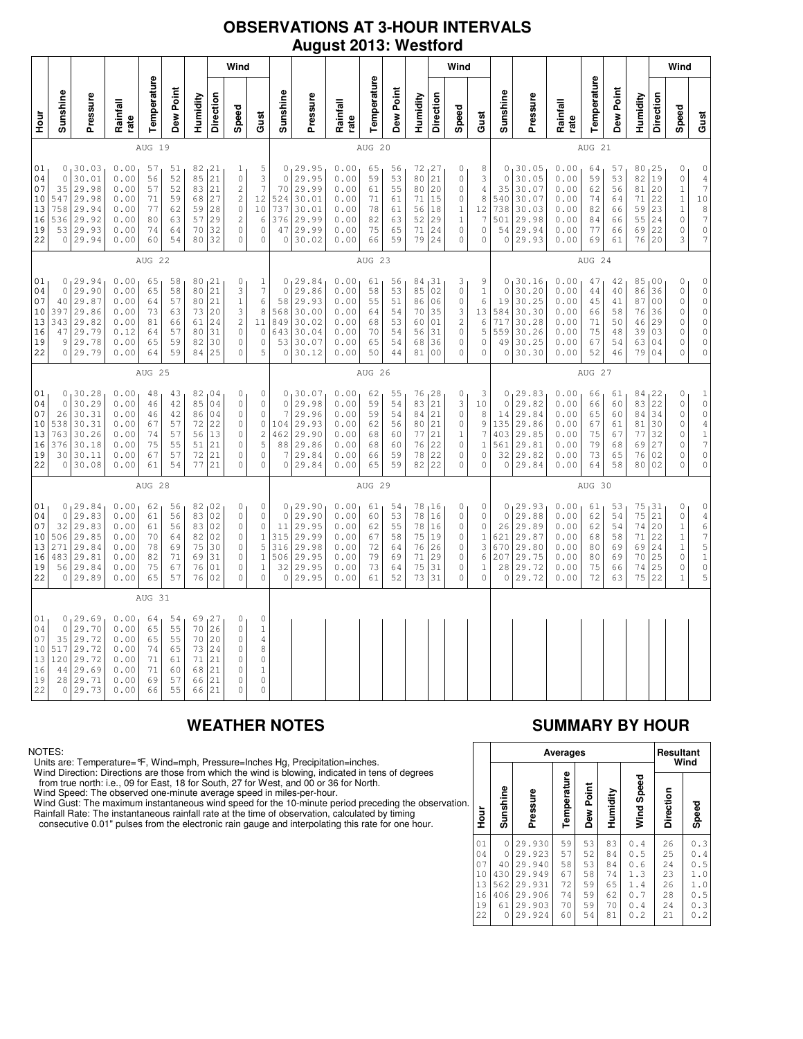# OBSERVATIONS AT 3-HOUR INTERVALS
## August 2013: Westford

| Hour | Sunshine | Pressure | Rainfall rate | Temperature | Dew Point | Humidity | Wind Direction | Wind Speed | Wind Gust | Sunshine | Pressure | Rainfall rate | Temperature | Dew Point | Humidity | Wind Direction | Wind Speed | Wind Gust | Sunshine | Pressure | Rainfall rate | Temperature | Dew Point | Humidity | Wind Direction | Wind Speed | Wind Gust |
|---|---|---|---|---|---|---|---|---|---|---|---|---|---|---|---|---|---|---|---|---|---|---|---|---|---|---|---|
| | AUG 19 | | | | | | | | | AUG 20 | | | | | | | | | AUG 21 | | | | | | | | |
| 01 | 0 | 30.03 | 0.00 | 57 | 51 | 82 | 21 | 1 | 5 | 0 | 29.95 | 0.00 | 65 | 56 | 72 | 27 | 0 | 8 | 0 | 30.05 | 0.00 | 64 | 57 | 80 | 25 | 0 | 0 |
| 04 | 0 | 30.01 | 0.00 | 56 | 52 | 85 | 21 | 0 | 3 | 0 | 29.95 | 0.00 | 59 | 53 | 80 | 21 | 0 | 3 | 0 | 30.05 | 0.00 | 59 | 53 | 82 | 19 | 0 | 4 |
| 07 | 35 | 29.98 | 0.00 | 57 | 52 | 83 | 21 | 2 | 7 | 70 | 29.99 | 0.00 | 61 | 55 | 80 | 20 | 0 | 4 | 35 | 30.07 | 0.00 | 62 | 56 | 81 | 20 | 1 | 7 |
| 10 | 547 | 29.98 | 0.00 | 71 | 59 | 68 | 27 | 2 | 12 | 524 | 30.01 | 0.00 | 71 | 61 | 71 | 15 | 0 | 8 | 540 | 30.07 | 0.00 | 74 | 64 | 71 | 22 | 1 | 10 |
| 13 | 758 | 29.94 | 0.00 | 77 | 62 | 59 | 28 | 0 | 10 | 737 | 30.01 | 0.00 | 78 | 61 | 56 | 18 | 1 | 12 | 738 | 30.03 | 0.00 | 82 | 66 | 59 | 23 | 1 | 8 |
| 16 | 536 | 29.92 | 0.00 | 80 | 63 | 57 | 29 | 2 | 6 | 376 | 29.99 | 0.00 | 82 | 63 | 52 | 29 | 1 | 7 | 501 | 29.98 | 0.00 | 84 | 66 | 55 | 24 | 0 | 7 |
| 19 | 53 | 29.93 | 0.00 | 74 | 64 | 70 | 32 | 0 | 0 | 47 | 29.99 | 0.00 | 75 | 65 | 71 | 24 | 0 | 0 | 54 | 29.94 | 0.00 | 77 | 66 | 69 | 22 | 0 | 0 |
| 22 | 0 | 29.94 | 0.00 | 60 | 54 | 80 | 32 | 0 | 0 | 0 | 30.02 | 0.00 | 66 | 59 | 79 | 24 | 0 | 0 | 0 | 29.93 | 0.00 | 69 | 61 | 76 | 20 | 3 | 7 |
| | AUG 22 | | | | | | | | | AUG 23 | | | | | | | | | AUG 24 | | | | | | | | |
| 01 | 0 | 29.94 | 0.00 | 65 | 58 | 80 | 21 | 0 | 1 | 0 | 29.84 | 0.00 | 61 | 56 | 84 | 31 | 3 | 9 | 0 | 30.16 | 0.00 | 47 | 42 | 85 | 00 | 0 | 0 |
| 04 | 0 | 29.90 | 0.00 | 65 | 58 | 80 | 21 | 3 | 7 | 0 | 29.86 | 0.00 | 58 | 53 | 85 | 02 | 0 | 1 | 0 | 30.20 | 0.00 | 44 | 40 | 86 | 36 | 0 | 0 |
| 07 | 40 | 29.87 | 0.00 | 64 | 57 | 80 | 21 | 1 | 6 | 58 | 29.93 | 0.00 | 55 | 51 | 86 | 06 | 0 | 6 | 19 | 30.25 | 0.00 | 45 | 41 | 87 | 00 | 0 | 0 |
| 10 | 397 | 29.86 | 0.00 | 73 | 63 | 73 | 21 | 3 | 8 | 568 | 30.00 | 0.00 | 64 | 54 | 70 | 35 | 3 | 13 | 584 | 30.30 | 0.00 | 66 | 58 | 76 | 36 | 0 | 0 |
| 13 | 343 | 29.82 | 0.00 | 81 | 66 | 61 | 24 | 2 | 11 | 849 | 30.02 | 0.00 | 68 | 53 | 60 | 01 | 2 | 6 | 717 | 30.28 | 0.00 | 71 | 50 | 46 | 29 | 0 | 0 |
| 16 | 47 | 29.79 | 0.12 | 64 | 57 | 80 | 31 | 0 | 0 | 643 | 30.04 | 0.00 | 70 | 54 | 56 | 31 | 0 | 5 | 559 | 30.26 | 0.00 | 75 | 48 | 39 | 03 | 0 | 0 |
| 19 | 9 | 29.78 | 0.00 | 65 | 59 | 82 | 30 | 0 | 0 | 53 | 30.07 | 0.00 | 65 | 54 | 68 | 36 | 0 | 0 | 49 | 30.25 | 0.00 | 67 | 54 | 63 | 04 | 0 | 0 |
| 22 | 0 | 29.79 | 0.00 | 64 | 59 | 84 | 25 | 0 | 5 | 0 | 30.12 | 0.00 | 50 | 44 | 81 | 00 | 0 | 0 | 0 | 30.30 | 0.00 | 52 | 46 | 79 | 04 | 0 | 0 |
| | AUG 25 | | | | | | | | | AUG 26 | | | | | | | | | AUG 27 | | | | | | | | |
| 01 | 0 | 30.28 | 0.00 | 48 | 43 | 82 | 04 | 0 | 0 | 0 | 30.07 | 0.00 | 62 | 55 | 76 | 28 | 0 | 3 | 0 | 29.83 | 0.00 | 66 | 61 | 84 | 22 | 0 | 1 |
| 04 | 0 | 30.29 | 0.00 | 46 | 42 | 85 | 04 | 0 | 0 | 0 | 29.98 | 0.00 | 59 | 54 | 83 | 21 | 3 | 10 | 0 | 29.82 | 0.00 | 66 | 60 | 83 | 22 | 0 | 0 |
| 07 | 26 | 30.31 | 0.00 | 46 | 42 | 86 | 04 | 0 | 0 | 7 | 29.96 | 0.00 | 59 | 54 | 84 | 21 | 0 | 8 | 14 | 29.84 | 0.00 | 65 | 60 | 84 | 34 | 0 | 0 |
| 10 | 538 | 30.31 | 0.00 | 67 | 57 | 72 | 22 | 0 | 0 | 104 | 29.93 | 0.00 | 62 | 56 | 80 | 21 | 0 | 9 | 135 | 29.86 | 0.00 | 67 | 61 | 81 | 30 | 0 | 4 |
| 13 | 763 | 30.26 | 0.00 | 74 | 57 | 56 | 13 | 0 | 2 | 462 | 29.90 | 0.00 | 68 | 60 | 77 | 21 | 1 | 7 | 403 | 29.85 | 0.00 | 75 | 67 | 77 | 32 | 0 | 1 |
| 16 | 376 | 30.18 | 0.00 | 75 | 55 | 51 | 21 | 0 | 5 | 88 | 29.86 | 0.00 | 68 | 60 | 76 | 22 | 0 | 1 | 561 | 29.81 | 0.00 | 79 | 68 | 69 | 27 | 0 | 7 |
| 19 | 30 | 30.11 | 0.00 | 67 | 57 | 72 | 21 | 0 | 0 | 7 | 29.84 | 0.00 | 66 | 59 | 78 | 22 | 0 | 0 | 32 | 29.82 | 0.00 | 73 | 65 | 76 | 02 | 0 | 0 |
| 22 | 0 | 30.08 | 0.00 | 61 | 54 | 77 | 21 | 0 | 0 | 0 | 29.84 | 0.00 | 65 | 59 | 82 | 22 | 0 | 0 | 0 | 29.84 | 0.00 | 64 | 58 | 80 | 02 | 0 | 0 |
| | AUG 28 | | | | | | | | | AUG 29 | | | | | | | | | AUG 30 | | | | | | | | |
| 01 | 0 | 29.84 | 0.00 | 62 | 56 | 82 | 02 | 0 | 0 | 0 | 29.90 | 0.00 | 61 | 54 | 78 | 16 | 0 | 0 | 0 | 29.93 | 0.00 | 61 | 53 | 75 | 31 | 0 | 0 |
| 04 | 0 | 29.83 | 0.00 | 61 | 56 | 83 | 02 | 0 | 0 | 0 | 29.90 | 0.00 | 60 | 53 | 78 | 16 | 0 | 0 | 0 | 29.88 | 0.00 | 62 | 54 | 75 | 21 | 0 | 4 |
| 07 | 32 | 29.83 | 0.00 | 61 | 56 | 83 | 02 | 0 | 0 | 11 | 29.95 | 0.00 | 62 | 55 | 78 | 16 | 0 | 0 | 26 | 29.89 | 0.00 | 62 | 54 | 74 | 20 | 1 | 6 |
| 10 | 506 | 29.85 | 0.00 | 70 | 64 | 82 | 02 | 0 | 1 | 315 | 29.99 | 0.00 | 67 | 58 | 75 | 19 | 0 | 1 | 621 | 29.87 | 0.00 | 68 | 58 | 71 | 22 | 1 | 7 |
| 13 | 271 | 29.84 | 0.00 | 78 | 69 | 75 | 30 | 0 | 5 | 316 | 29.98 | 0.00 | 72 | 64 | 76 | 26 | 0 | 3 | 670 | 29.80 | 0.00 | 80 | 69 | 69 | 24 | 1 | 5 |
| 16 | 483 | 29.81 | 0.00 | 82 | 71 | 69 | 31 | 0 | 1 | 506 | 29.95 | 0.00 | 79 | 69 | 71 | 29 | 0 | 6 | 207 | 29.75 | 0.00 | 80 | 69 | 70 | 25 | 0 | 1 |
| 19 | 56 | 29.84 | 0.00 | 75 | 67 | 76 | 01 | 0 | 1 | 32 | 29.95 | 0.00 | 73 | 64 | 75 | 31 | 0 | 1 | 28 | 29.72 | 0.00 | 75 | 66 | 74 | 25 | 0 | 0 |
| 22 | 0 | 29.89 | 0.00 | 65 | 57 | 76 | 02 | 0 | 0 | 0 | 29.95 | 0.00 | 61 | 52 | 73 | 31 | 0 | 0 | 0 | 29.72 | 0.00 | 72 | 63 | 75 | 22 | 1 | 5 |
| | AUG 31 | | | | | | | | | | | | | | | | | | | | | | | | | | |
| 01 | 0 | 29.69 | 0.00 | 64 | 54 | 69 | 27 | 0 | 0 | | | | | | | | | | | | | | | | | | |
| 04 | 0 | 29.70 | 0.00 | 65 | 55 | 70 | 26 | 0 | 1 | | | | | | | | | | | | | | | | | | |
| 07 | 35 | 29.72 | 0.00 | 65 | 55 | 70 | 20 | 0 | 4 | | | | | | | | | | | | | | | | | | |
| 10 | 517 | 29.72 | 0.00 | 74 | 65 | 73 | 24 | 0 | 8 | | | | | | | | | | | | | | | | | | |
| 13 | 120 | 29.72 | 0.00 | 71 | 61 | 71 | 21 | 0 | 0 | | | | | | | | | | | | | | | | | | |
| 16 | 44 | 29.69 | 0.00 | 71 | 60 | 68 | 21 | 0 | 1 | | | | | | | | | | | | | | | | | | |
| 19 | 28 | 29.71 | 0.00 | 69 | 57 | 66 | 21 | 0 | 0 | | | | | | | | | | | | | | | | | | |
| 22 | 0 | 29.73 | 0.00 | 66 | 55 | 66 | 21 | 0 | 0 | | | | | | | | | | | | | | | | | | |

## WEATHER NOTES

NOTES:
Units are: Temperature=°F, Wind=mph, Pressure=Inches Hg, Precipitation=inches.
Wind Direction: Directions are those from which the wind is blowing, indicated in tens of degrees from true north: i.e., 09 for East, 18 for South, 27 for West, and 00 or 36 for North.
Wind Speed: The observed one-minute average speed in miles-per-hour.
Wind Gust: The maximum instantaneous wind speed for the 10-minute period preceding the observation.
Rainfall Rate: The instantaneous rainfall rate at the time of observation, calculated by timing consecutive 0.01" pulses from the electronic rain gauge and interpolating this rate for one hour.

## SUMMARY BY HOUR

| Hour | Averages | | | | | | Resultant Wind | |
|---|---|---|---|---|---|---|---|---|
| | Sunshine | Pressure | Temperature | Dew Point | Humidity | Wind Speed | Direction | Speed |
| 01 | 0 | 29.930 | 59 | 53 | 83 | 0.4 | 26 | 0.3 |
| 04 | 0 | 29.923 | 57 | 52 | 84 | 0.5 | 25 | 0.4 |
| 07 | 40 | 29.940 | 58 | 53 | 84 | 0.6 | 24 | 0.5 |
| 10 | 430 | 29.949 | 67 | 58 | 74 | 1.3 | 23 | 1.0 |
| 13 | 562 | 29.931 | 72 | 59 | 65 | 1.4 | 26 | 1.0 |
| 16 | 406 | 29.906 | 74 | 59 | 62 | 0.7 | 28 | 0.5 |
| 19 | 61 | 29.903 | 70 | 59 | 70 | 0.4 | 24 | 0.3 |
| 22 | 0 | 29.924 | 60 | 54 | 81 | 0.2 | 21 | 0.2 |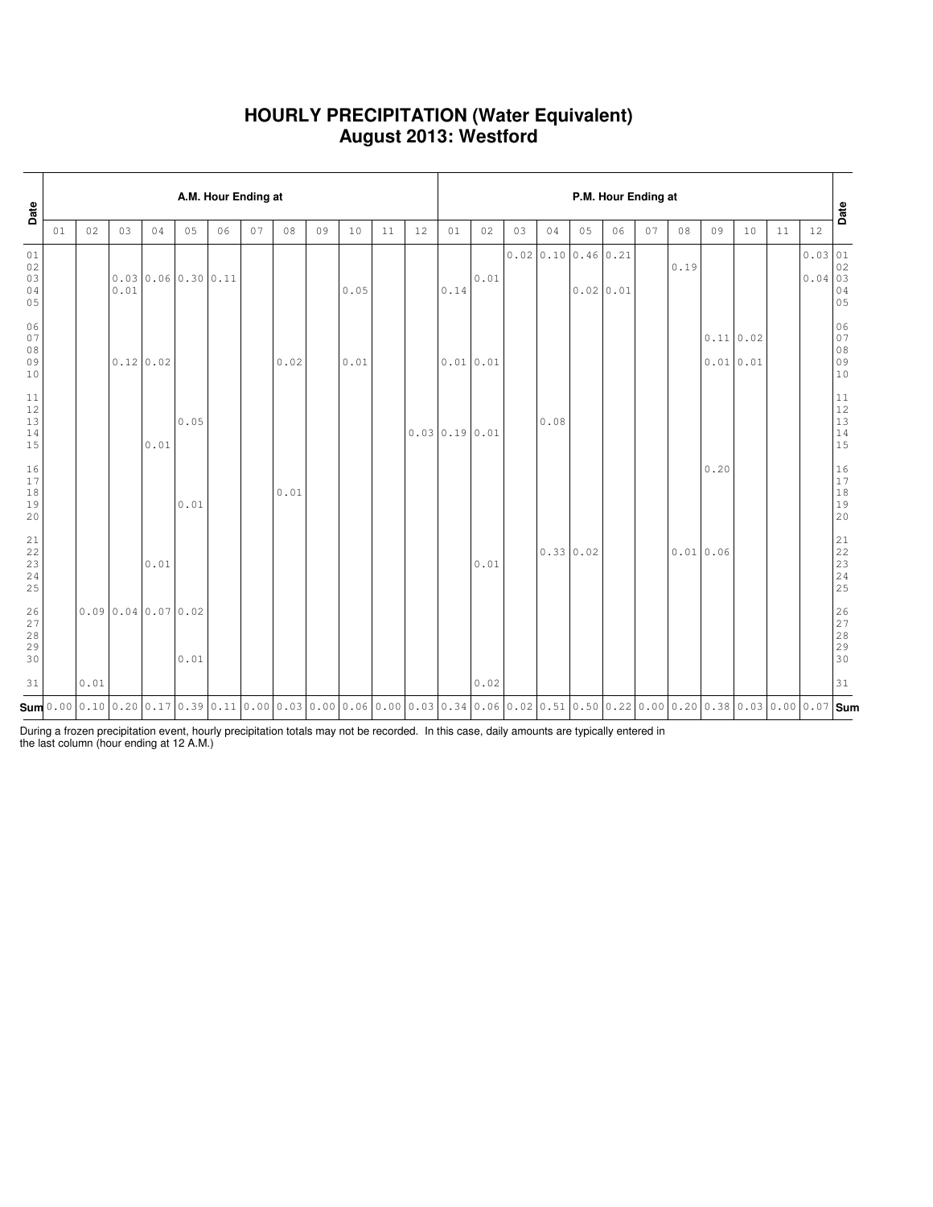# HOURLY PRECIPITATION (Water Equivalent)
# August 2013: Westford

| Date | A.M. Hour Ending at | | | | | | | | | | | | P.M. Hour Ending at | | | | | | | | | | | | Date |
|---|---|---|---|---|---|---|---|---|---|---|---|---|---|---|---|---|---|---|---|---|---|---|---|---|---|
| | 01 | 02 | 03 | 04 | 05 | 06 | 07 | 08 | 09 | 10 | 11 | 12 | 01 | 02 | 03 | 04 | 05 | 06 | 07 | 08 | 09 | 10 | 11 | 12 | |
| 01 | | | | | | | | | | | | | | | 0.02 | 0.10 | 0.46 | 0.21 | | | | | | 0.03 | 01 |
| 02 | | | | | | | | | | | | | | | | | | | | 0.19 | | | | | 02 |
| 03 | | | 0.03 | 0.06 | 0.30 | 0.11 | | | | | | | | 0.01 | | | | | | | | | | 0.04 | 03 |
| 04 | | | 0.01 | | | | | | | 0.05 | | | 0.14 | | | | 0.02 | 0.01 | | | | | | | 04 |
| 05 | | | | | | | | | | | | | | | | | | | | | | | | | 05 |
| 06 | | | | | | | | | | | | | | | | | | | | | | | | | 06 |
| 07 | | | | | | | | | | | | | | | | | | | | | 0.11 | 0.02 | | | 07 |
| 08 | | | | | | | | | | | | | | | | | | | | | | | | | 08 |
| 09 | | | 0.12 | 0.02 | | | | 0.02 | | 0.01 | | | 0.01 | 0.01 | | | | | | | 0.01 | 0.01 | | | 09 |
| 10 | | | | | | | | | | | | | | | | | | | | | | | | | 10 |
| 11 | | | | | | | | | | | | | | | | | | | | | | | | | 11 |
| 12 | | | | | | | | | | | | | | | | | | | | | | | | | 12 |
| 13 | | | | | 0.05 | | | | | | | | | | | 0.08 | | | | | | | | | 13 |
| 14 | | | | | | | | | | | | 0.03 | 0.19 | 0.01 | | | | | | | | | | | 14 |
| 15 | | | | 0.01 | | | | | | | | | | | | | | | | | | | | | 15 |
| 16 | | | | | | | | | | | | | | | | | | | | | 0.20 | | | | 16 |
| 17 | | | | | | | | | | | | | | | | | | | | | | | | | 17 |
| 18 | | | | | | | | 0.01 | | | | | | | | | | | | | | | | | 18 |
| 19 | | | | | 0.01 | | | | | | | | | | | | | | | | | | | | 19 |
| 20 | | | | | | | | | | | | | | | | | | | | | | | | | 20 |
| 21 | | | | | | | | | | | | | | | | | | | | | | | | | 21 |
| 22 | | | | | | | | | | | | | | | | 0.33 | 0.02 | | | 0.01 | 0.06 | | | | 22 |
| 23 | | | | 0.01 | | | | | | | | | | 0.01 | | | | | | | | | | | 23 |
| 24 | | | | | | | | | | | | | | | | | | | | | | | | | 24 |
| 25 | | | | | | | | | | | | | | | | | | | | | | | | | 25 |
| 26 | | 0.09 | 0.04 | 0.07 | 0.02 | | | | | | | | | | | | | | | | | | | | 26 |
| 27 | | | | | | | | | | | | | | | | | | | | | | | | | 27 |
| 28 | | | | | | | | | | | | | | | | | | | | | | | | | 28 |
| 29 | | | | | | | | | | | | | | | | | | | | | | | | | 29 |
| 30 | | | | | 0.01 | | | | | | | | | | | | | | | | | | | | 30 |
| 31 | | 0.01 | | | | | | | | | | | | 0.02 | | | | | | | | | | | 31 |
| **Sum** | 0.00 | 0.10 | 0.20 | 0.17 | 0.39 | 0.11 | 0.00 | 0.03 | 0.00 | 0.06 | 0.00 | 0.03 | 0.34 | 0.06 | 0.02 | 0.51 | 0.50 | 0.22 | 0.00 | 0.20 | 0.38 | 0.03 | 0.00 | 0.07 | **Sum** |

During a frozen precipitation event, hourly precipitation totals may not be recorded. In this case, daily amounts are typically entered in the last column (hour ending at 12 A.M.)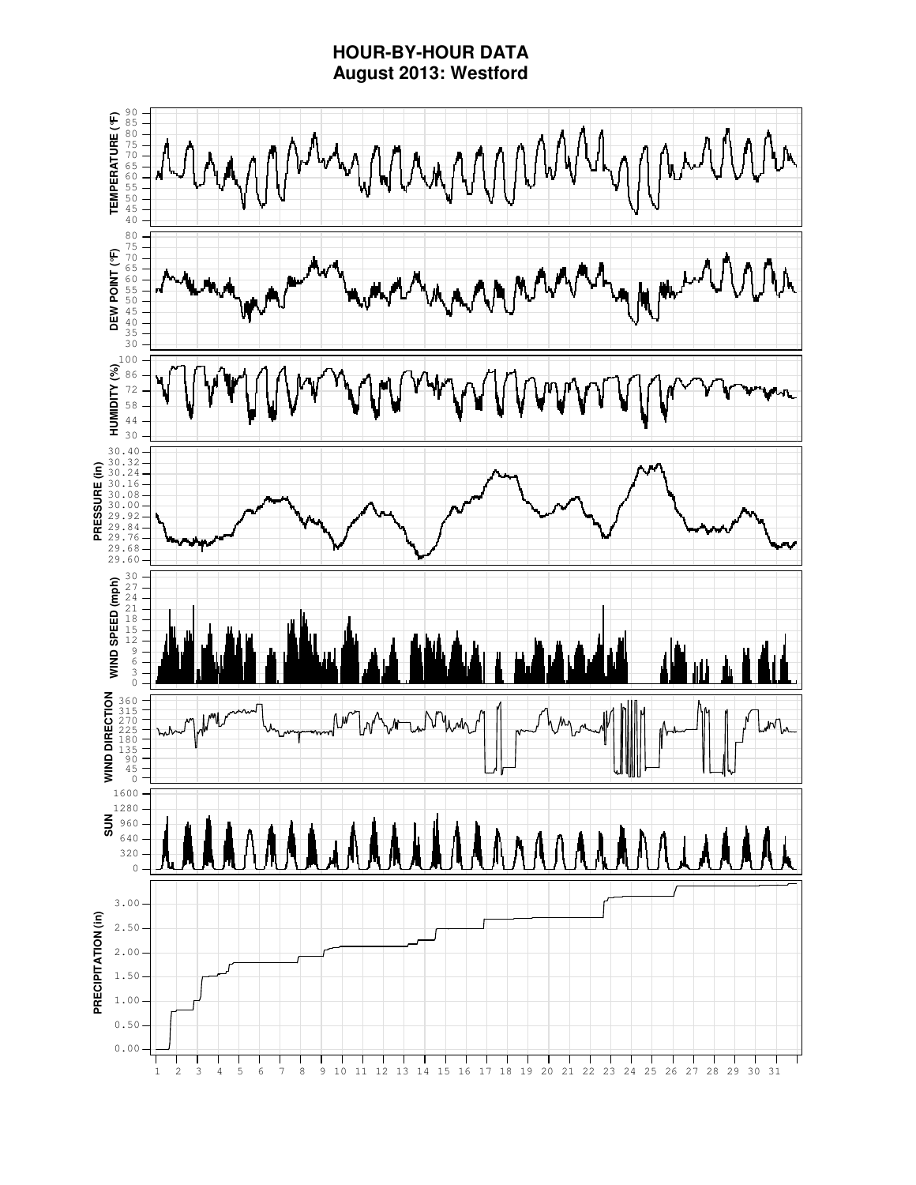# HOUR-BY-HOUR DATA
## August 2013: Westford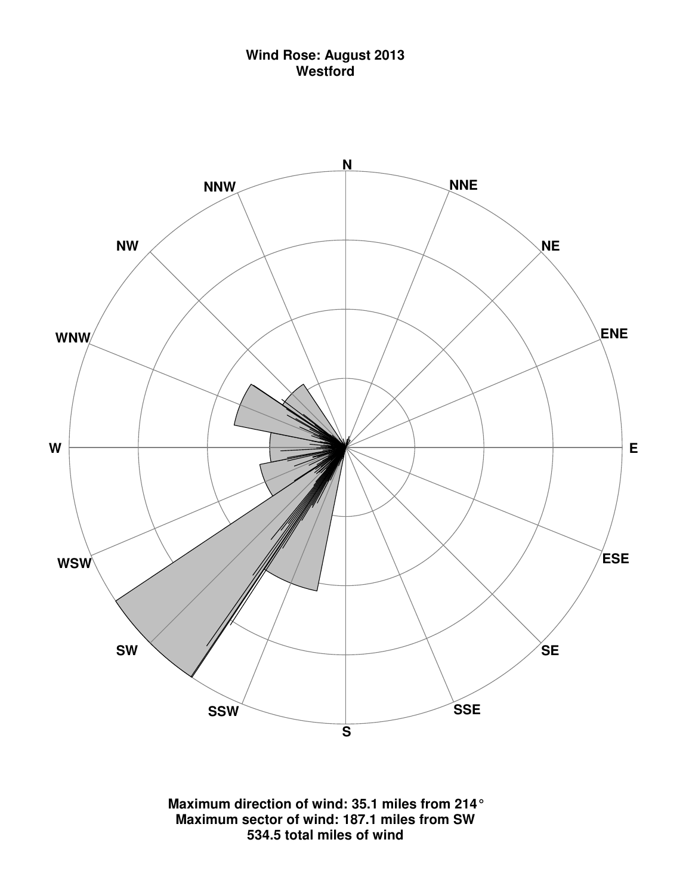Wind Rose: August 2013
Westford

N
NNE
NE
ENE
E
ESE
SE
SSE
S
SSW
SW
WSW
W
WNW
NW
NNW

Maximum direction of wind: 35.1 miles from 214°
Maximum sector of wind: 187.1 miles from SW
534.5 total miles of wind